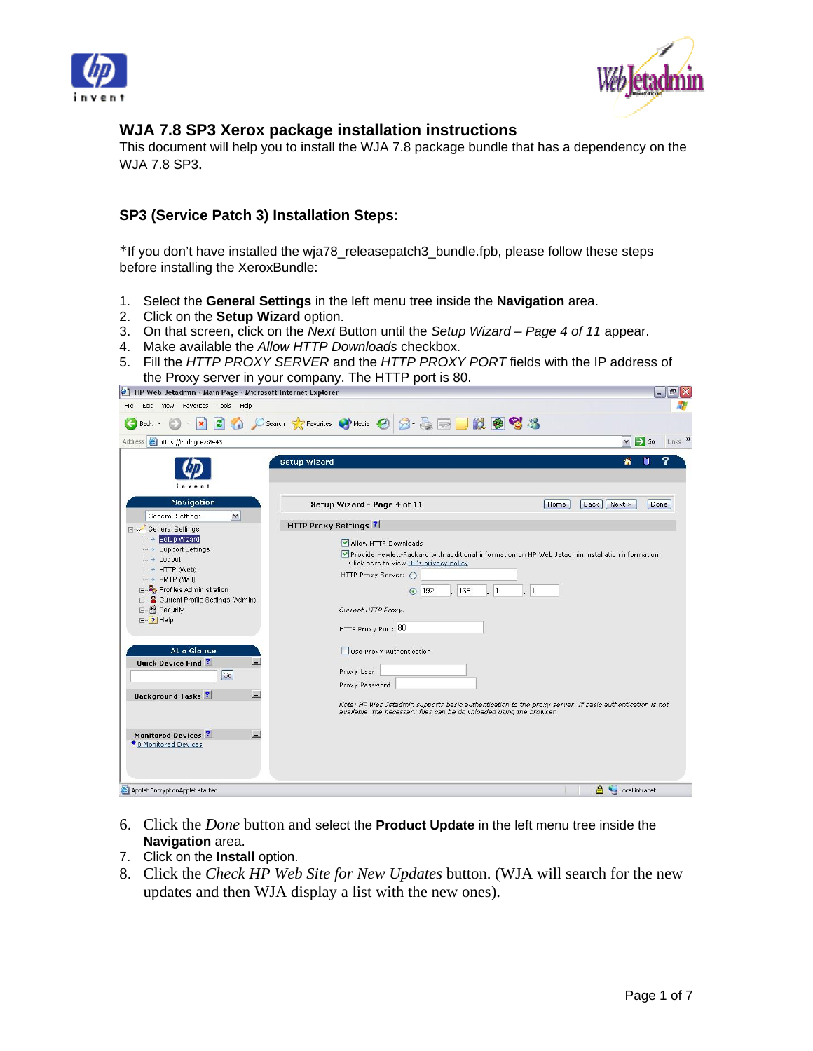# WJA 7.8 SP3 Xerox package installation instructions

This document will help you to install the WJA 7.8 package bundle that has a dependency on the WJA 7.8 SP3.

## SP3 (Service Patch 3) Installation Steps:

*If you don't have installed the wja78_releasepatch3_bundle.fpb, please follow these steps before installing the XeroxBundle:

1. Select the **General Settings** in the left menu tree inside the **Navigation** area.
2. Click on the **Setup Wizard** option.
3. On that screen, click on the *Next* Button until the *Setup Wizard – Page 4 of 11* appear.
4. Make available the *Allow HTTP Downloads* checkbox.
5. Fill the *HTTP PROXY SERVER* and the *HTTP PROXY PORT* fields with the IP address of the Proxy server in your company. The HTTP port is 80.
6. Click the *Done* button and select the **Product Update** in the left menu tree inside the **Navigation** area.
7. Click on the **Install** option.
8. Click the *Check HP Web Site for New Updates* button. (WJA will search for the new updates and then WJA display a list with the new ones).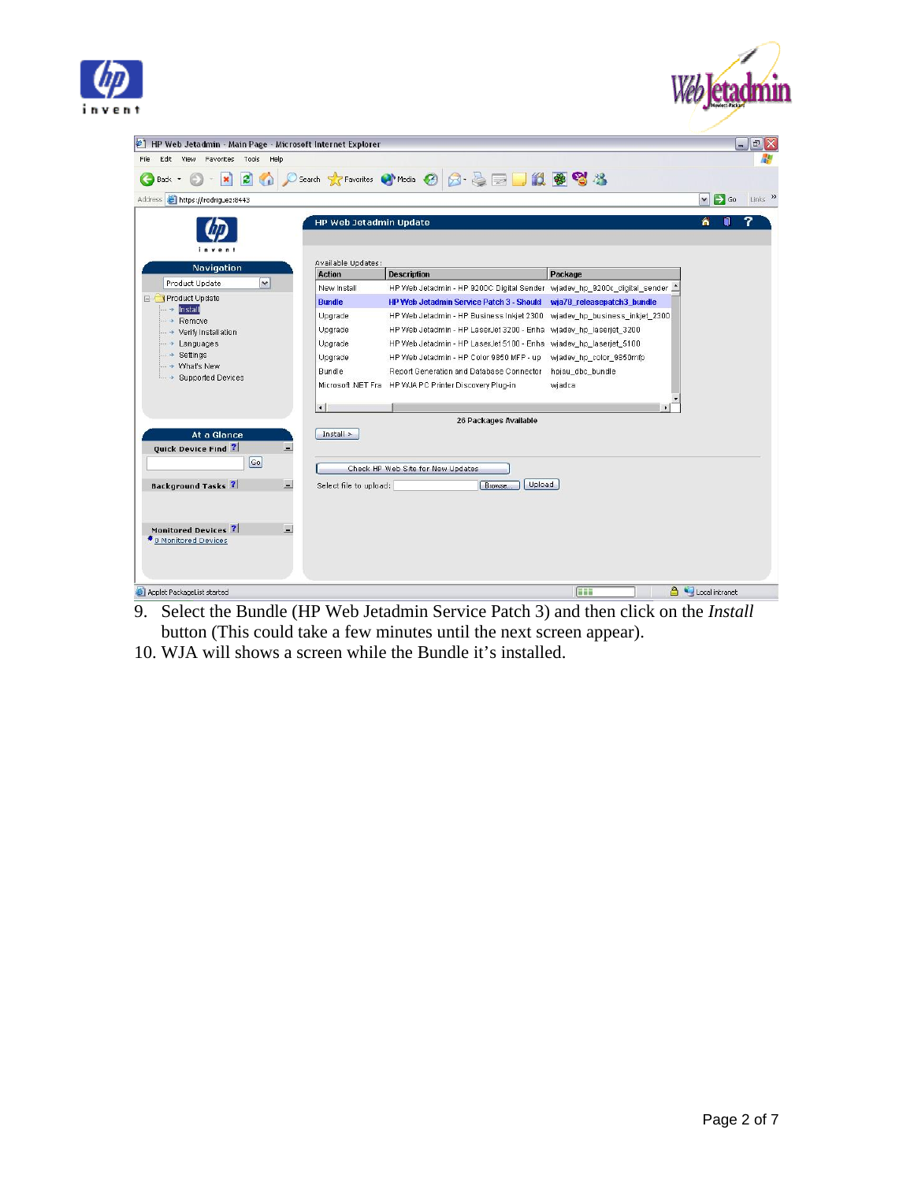9. Select the Bundle (HP Web Jetadmin Service Patch 3) and then click on the *Install* button (This could take a few minutes until the next screen appear).
10. WJA will shows a screen while the Bundle it's installed.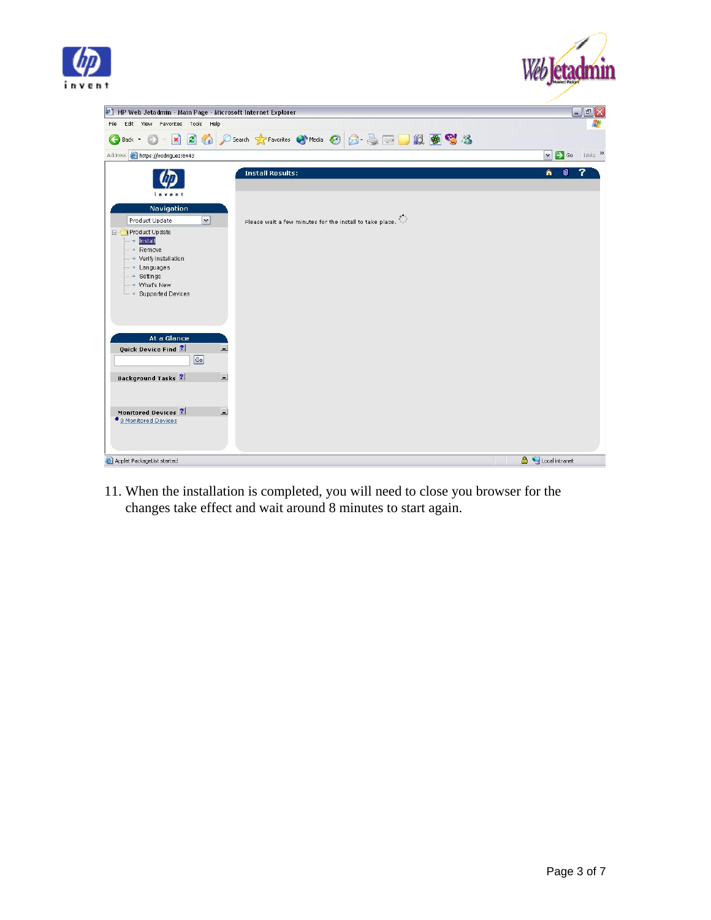11. When the installation is completed, you will need to close you browser for the changes take effect and wait around 8 minutes to start again.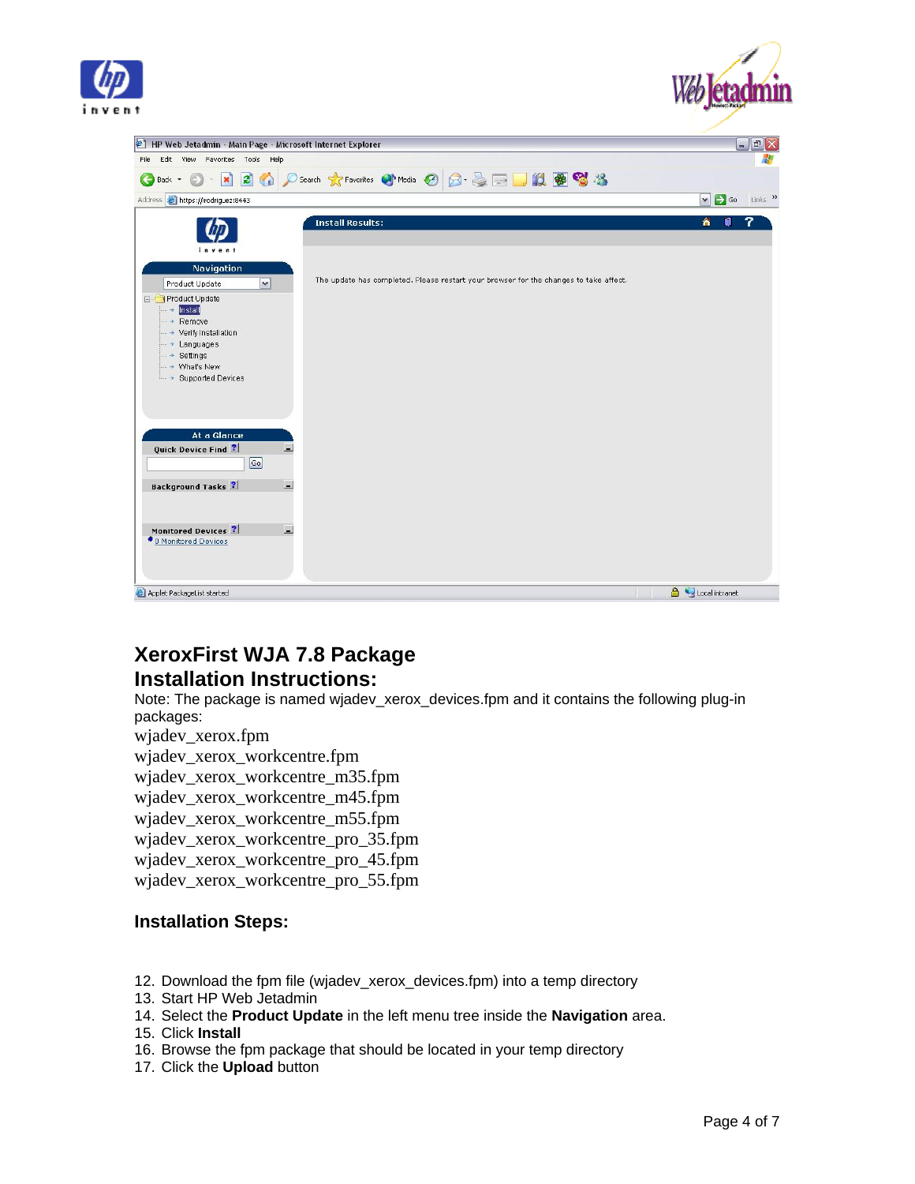## XeroxFirst WJA 7.8 Package Installation Instructions:

Note: The package is named wjadev_xerox_devices.fpm and it contains the following plug-in packages:

wjadev_xerox.fpm
wjadev_xerox_workcentre.fpm
wjadev_xerox_workcentre_m35.fpm
wjadev_xerox_workcentre_m45.fpm
wjadev_xerox_workcentre_m55.fpm
wjadev_xerox_workcentre_pro_35.fpm
wjadev_xerox_workcentre_pro_45.fpm
wjadev_xerox_workcentre_pro_55.fpm

### Installation Steps:

12. Download the fpm file (wjadev_xerox_devices.fpm) into a temp directory
13. Start HP Web Jetadmin
14. Select the **Product Update** in the left menu tree inside the **Navigation** area.
15. Click **Install**
16. Browse the fpm package that should be located in your temp directory
17. Click the **Upload** button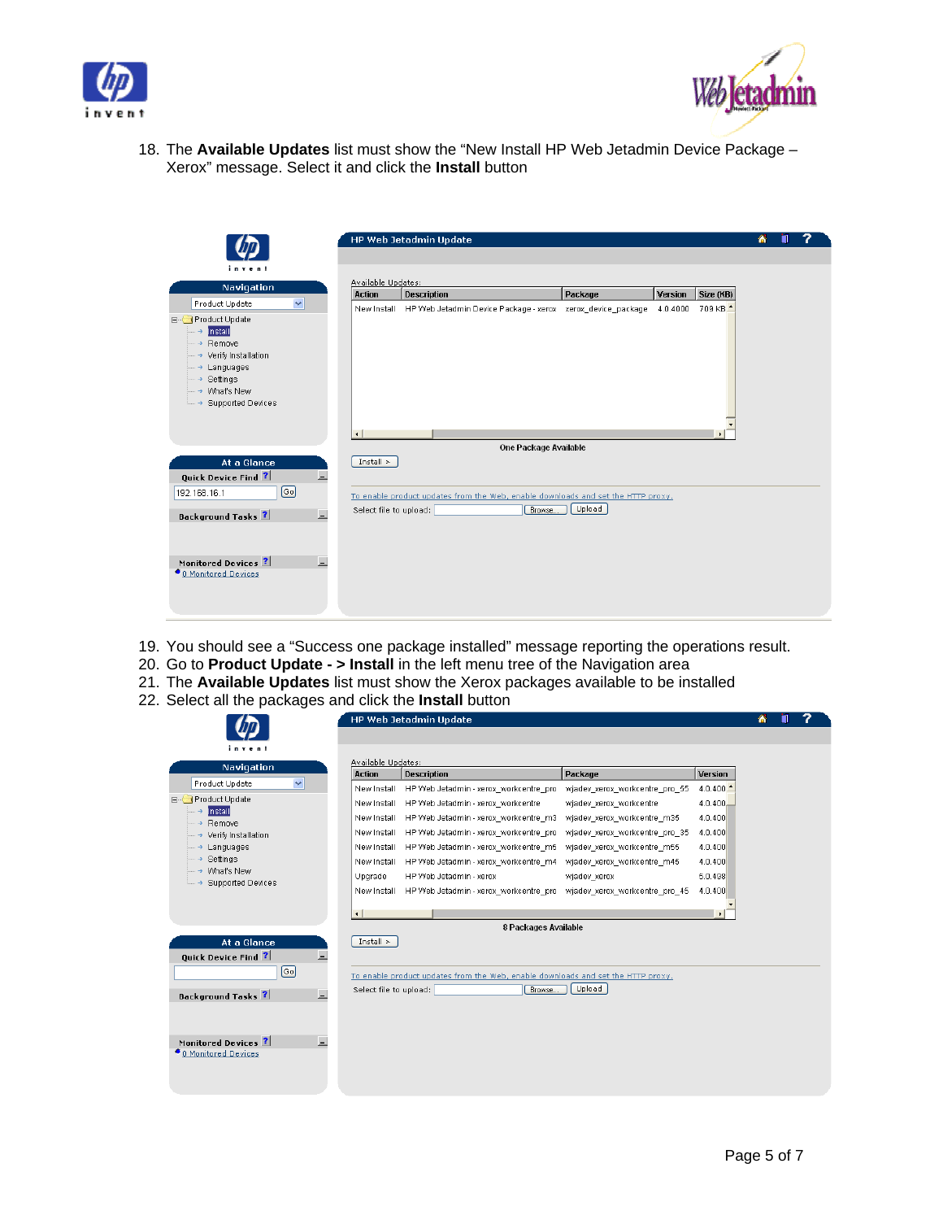18. The **Available Updates** list must show the “New Install HP Web Jetadmin Device Package – Xerox” message. Select it and click the **Install** button

19. You should see a “Success one package installed” message reporting the operations result.
20. Go to **Product Update - > Install** in the left menu tree of the Navigation area
21. The **Available Updates** list must show the Xerox packages available to be installed
22. Select all the packages and click the **Install** button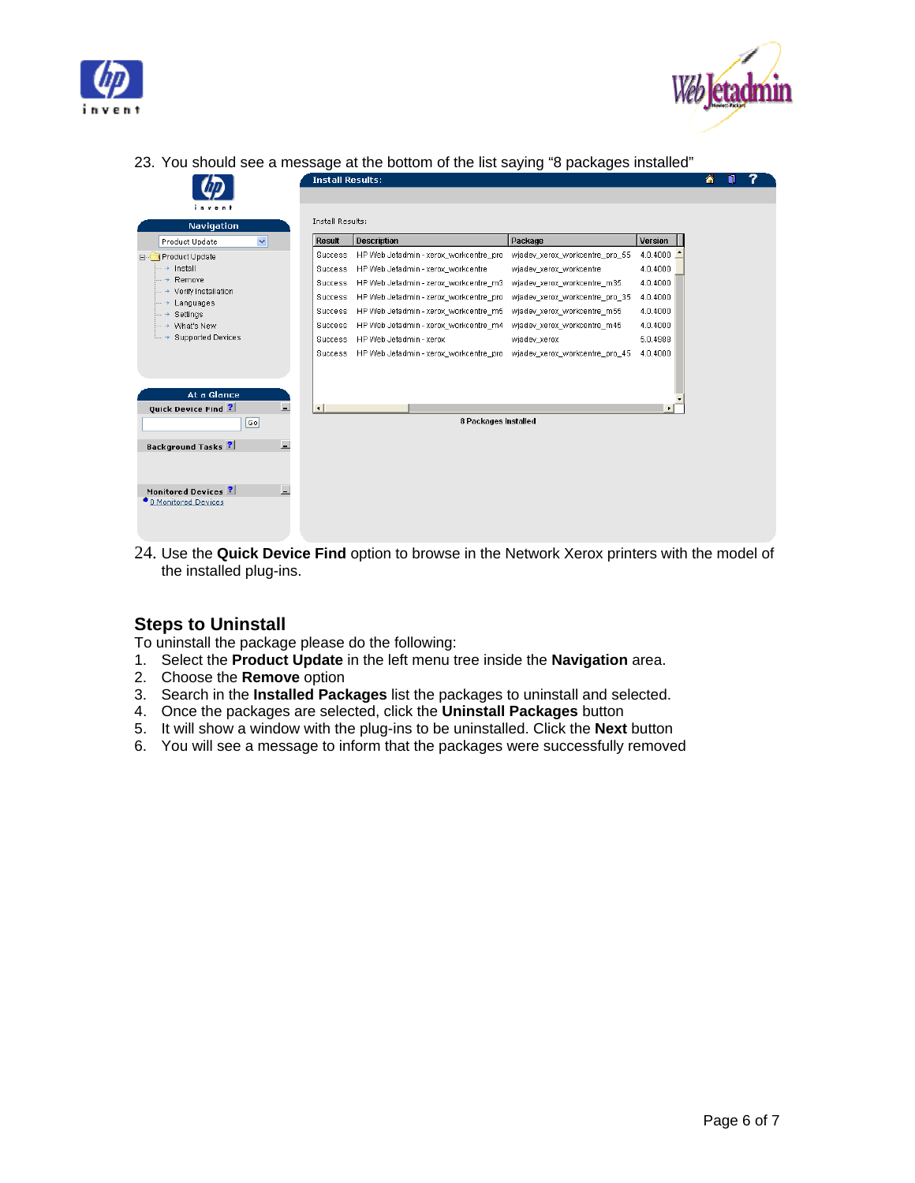23. You should see a message at the bottom of the list saying "8 packages installed"

24. Use the **Quick Device Find** option to browse in the Network Xerox printers with the model of the installed plug-ins.

## Steps to Uninstall

To uninstall the package please do the following:

1. Select the **Product Update** in the left menu tree inside the **Navigation** area.
2. Choose the **Remove** option
3. Search in the **Installed Packages** list the packages to uninstall and selected.
4. Once the packages are selected, click the **Uninstall Packages** button
5. It will show a window with the plug-ins to be uninstalled. Click the **Next** button
6. You will see a message to inform that the packages were successfully removed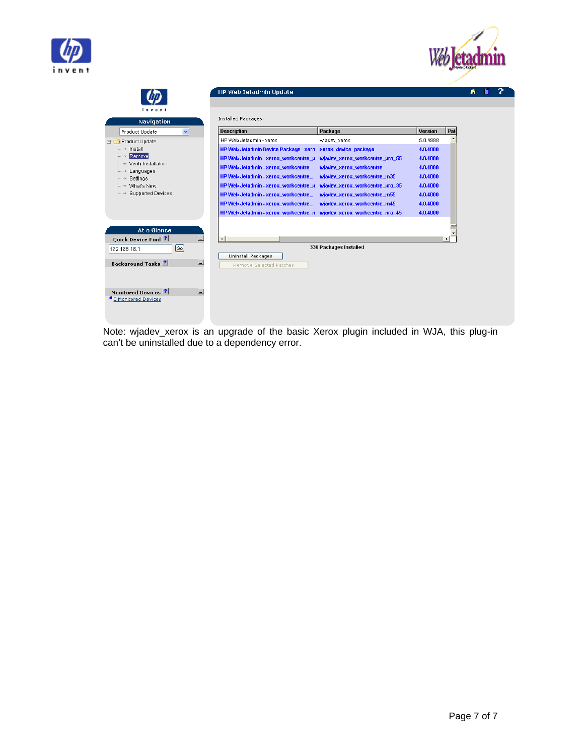HP Web Jetadmin Update

Installed Packages:

| Description | Package | Version | Pat |
|---|---|---|---|
| HP Web Jetadmin - xerox | wjadev_xerox | 5.0.4988 | |
| HP Web Jetadmin Device Package - xero | xerox_device_package | 4.0.4000 | |
| HP Web Jetadmin - xerox_workcentre_p | wjadev_xerox_workcentre_pro_55 | 4.0.4000 | |
| HP Web Jetadmin - xerox_workcentre | wjadev_xerox_workcentre | 4.0.4000 | |
| HP Web Jetadmin - xerox_workcentre_ | wjadev_xerox_workcentre_m35 | 4.0.4000 | |
| HP Web Jetadmin - xerox_workcentre_p | wjadev_xerox_workcentre_pro_35 | 4.0.4000 | |
| HP Web Jetadmin - xerox_workcentre_ | wjadev_xerox_workcentre_m55 | 4.0.4000 | |
| HP Web Jetadmin - xerox_workcentre_ | wjadev_xerox_workcentre_m45 | 4.0.4000 | |
| HP Web Jetadmin - xerox_workcentre_p | wjadev_xerox_workcentre_pro_45 | 4.0.4000 | |

330 Packages Installed

Uninstall Packages

Remove Selected Patches

Note: wjadev_xerox is an upgrade of the basic Xerox plugin included in WJA, this plug-in can't be uninstalled due to a dependency error.